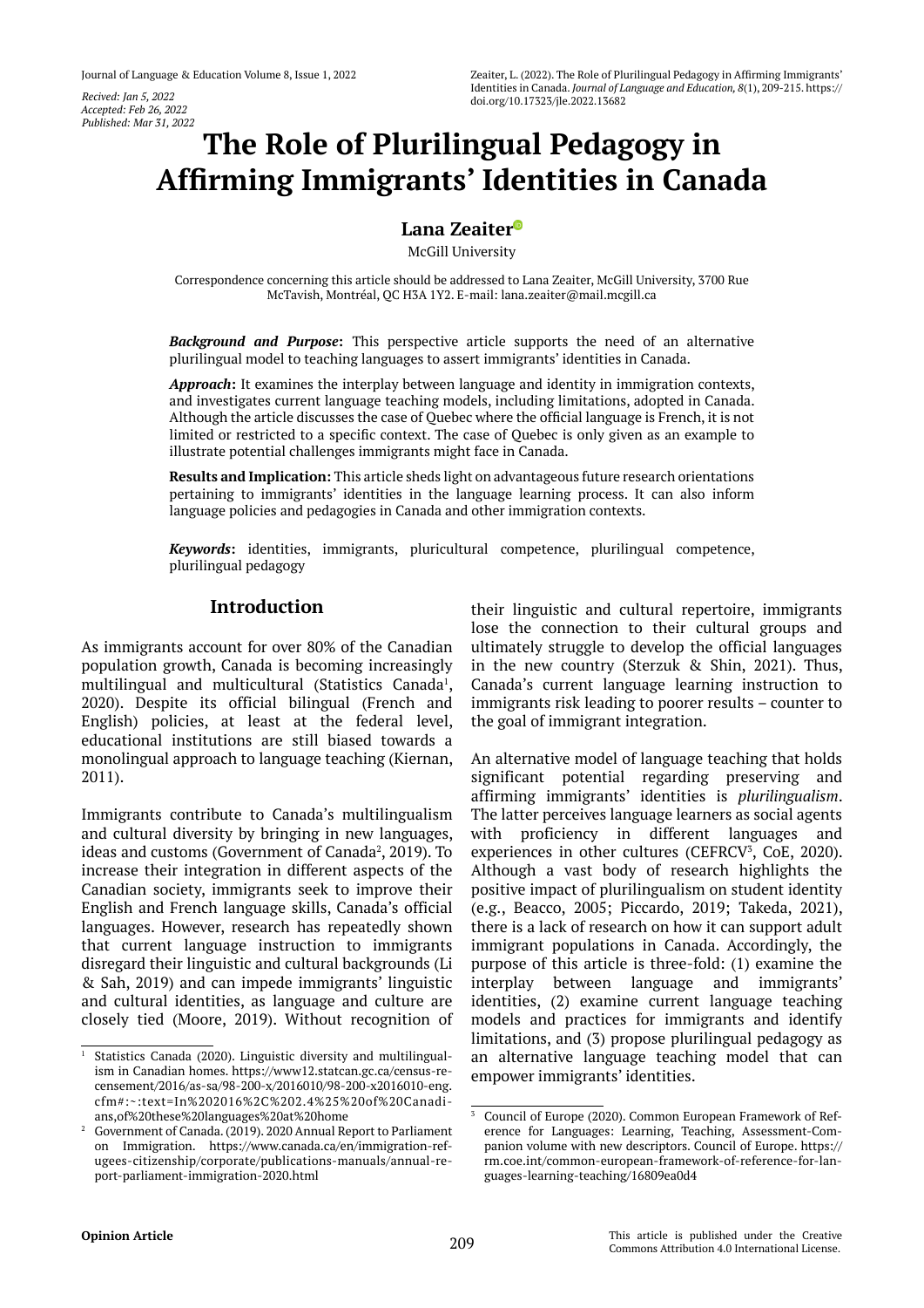Recived: Jan 5, 2022
Accepted: Feb 26, 2022
Published: Mar 31, 2022

# The Role of Plurilingual Pedagogy in Affirming Immigrants' Identities in Canada

**Lana Zeaiter**

McGill University

Correspondence concerning this article should be addressed to Lana Zeaiter, McGill University, 3700 Rue McTavish, Montréal, QC H3A 1Y2. E-mail: lana.zeaiter@mail.mcgill.ca

***Background and Purpose*:** This perspective article supports the need of an alternative plurilingual model to teaching languages to assert immigrants' identities in Canada.

***Approach*:** It examines the interplay between language and identity in immigration contexts, and investigates current language teaching models, including limitations, adopted in Canada. Although the article discusses the case of Quebec where the official language is French, it is not limited or restricted to a specific context. The case of Quebec is only given as an example to illustrate potential challenges immigrants might face in Canada.

**Results and Implication:** This article sheds light on advantageous future research orientations pertaining to immigrants' identities in the language learning process. It can also inform language policies and pedagogies in Canada and other immigration contexts.

***Keywords*:** identities, immigrants, pluricultural competence, plurilingual competence, plurilingual pedagogy

## Introduction

As immigrants account for over 80% of the Canadian population growth, Canada is becoming increasingly multilingual and multicultural (Statistics Canada[1], 2020). Despite its official bilingual (French and English) policies, at least at the federal level, educational institutions are still biased towards a monolingual approach to language teaching (Kiernan, 2011).

Immigrants contribute to Canada's multilingualism and cultural diversity by bringing in new languages, ideas and customs (Government of Canada[2], 2019). To increase their integration in different aspects of the Canadian society, immigrants seek to improve their English and French language skills, Canada's official languages. However, research has repeatedly shown that current language instruction to immigrants disregard their linguistic and cultural backgrounds (Li & Sah, 2019) and can impede immigrants' linguistic and cultural identities, as language and culture are closely tied (Moore, 2019). Without recognition of their linguistic and cultural repertoire, immigrants lose the connection to their cultural groups and ultimately struggle to develop the official languages in the new country (Sterzuk & Shin, 2021). Thus, Canada's current language learning instruction to immigrants risk leading to poorer results – counter to the goal of immigrant integration.

An alternative model of language teaching that holds significant potential regarding preserving and affirming immigrants' identities is *plurilingualism*. The latter perceives language learners as social agents with proficiency in different languages and experiences in other cultures (CEFRCV[3], CoE, 2020). Although a vast body of research highlights the positive impact of plurilingualism on student identity (e.g., Beacco, 2005; Piccardo, 2019; Takeda, 2021), there is a lack of research on how it can support adult immigrant populations in Canada. Accordingly, the purpose of this article is three-fold: (1) examine the interplay between language and immigrants' identities, (2) examine current language teaching models and practices for immigrants and identify limitations, and (3) propose plurilingual pedagogy as an alternative language teaching model that can empower immigrants' identities.

---

[1] Statistics Canada (2020). Linguistic diversity and multilingualism in Canadian homes. https://www12.statcan.gc.ca/census-recensement/2016/as-sa/98-200-x/2016010/98-200-x2016010-eng.cfm#:~:text=In%202016%2C%202.4%25%20of%20Canadians,of%20these%20languages%20at%20home

[2] Government of Canada. (2019). 2020 Annual Report to Parliament on Immigration. https://www.canada.ca/en/immigration-refugees-citizenship/corporate/publications-manuals/annual-report-parliament-immigration-2020.html

[3] Council of Europe (2020). Common European Framework of Reference for Languages: Learning, Teaching, Assessment-Companion volume with new descriptors. Council of Europe. https://rm.coe.int/common-european-framework-of-reference-for-languages-learning-teaching/16809ea0d4

**Opinion Article**

This article is published under the Creative Commons Attribution 4.0 International License.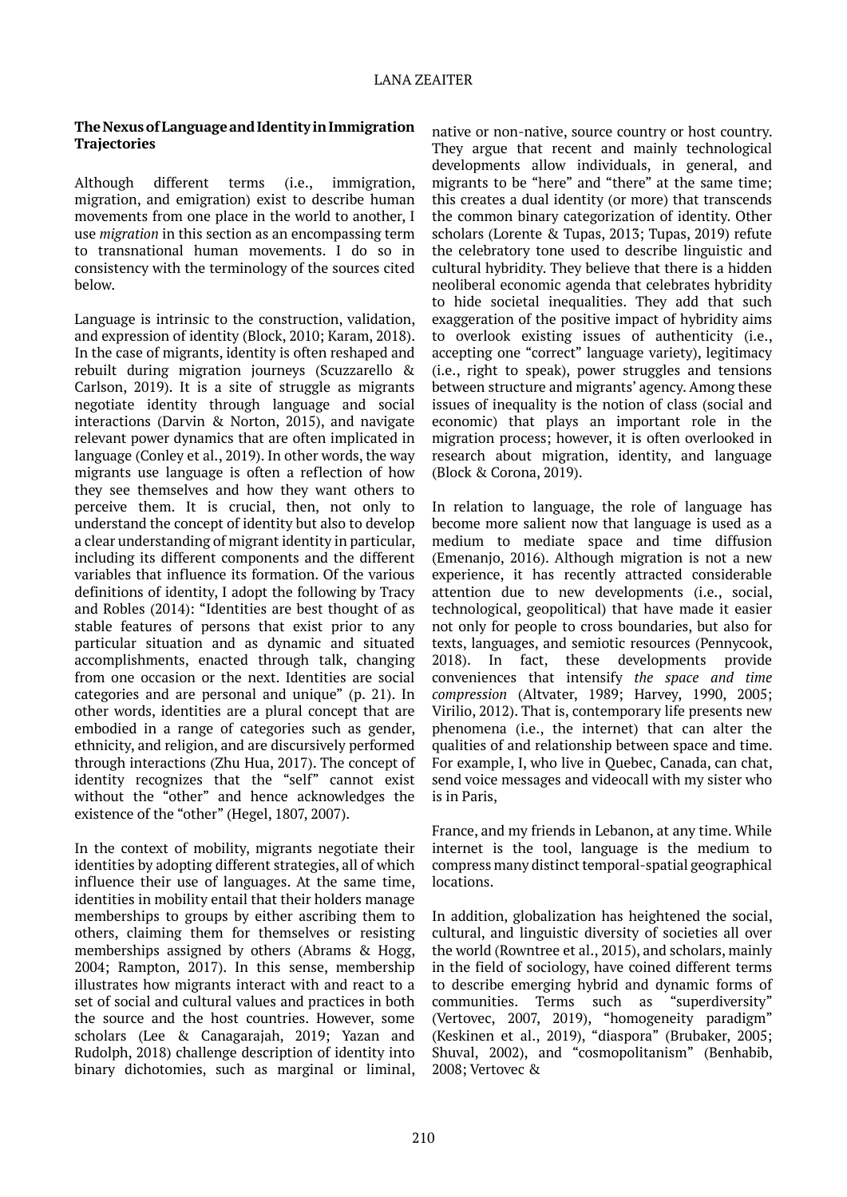### The Nexus of Language and Identity in Immigration Trajectories

Although different terms (i.e., immigration, migration, and emigration) exist to describe human movements from one place in the world to another, I use *migration* in this section as an encompassing term to transnational human movements. I do so in consistency with the terminology of the sources cited below.

Language is intrinsic to the construction, validation, and expression of identity (Block, 2010; Karam, 2018). In the case of migrants, identity is often reshaped and rebuilt during migration journeys (Scuzzarello & Carlson, 2019). It is a site of struggle as migrants negotiate identity through language and social interactions (Darvin & Norton, 2015), and navigate relevant power dynamics that are often implicated in language (Conley et al., 2019). In other words, the way migrants use language is often a reflection of how they see themselves and how they want others to perceive them. It is crucial, then, not only to understand the concept of identity but also to develop a clear understanding of migrant identity in particular, including its different components and the different variables that influence its formation. Of the various definitions of identity, I adopt the following by Tracy and Robles (2014): "Identities are best thought of as stable features of persons that exist prior to any particular situation and as dynamic and situated accomplishments, enacted through talk, changing from one occasion or the next. Identities are social categories and are personal and unique" (p. 21). In other words, identities are a plural concept that are embodied in a range of categories such as gender, ethnicity, and religion, and are discursively performed through interactions (Zhu Hua, 2017). The concept of identity recognizes that the "self" cannot exist without the "other" and hence acknowledges the existence of the "other" (Hegel, 1807, 2007).

In the context of mobility, migrants negotiate their identities by adopting different strategies, all of which influence their use of languages. At the same time, identities in mobility entail that their holders manage memberships to groups by either ascribing them to others, claiming them for themselves or resisting memberships assigned by others (Abrams & Hogg, 2004; Rampton, 2017). In this sense, membership illustrates how migrants interact with and react to a set of social and cultural values and practices in both the source and the host countries. However, some scholars (Lee & Canagarajah, 2019; Yazan and Rudolph, 2018) challenge description of identity into binary dichotomies, such as marginal or liminal, native or non-native, source country or host country. They argue that recent and mainly technological developments allow individuals, in general, and migrants to be "here" and "there" at the same time; this creates a dual identity (or more) that transcends the common binary categorization of identity. Other scholars (Lorente & Tupas, 2013; Tupas, 2019) refute the celebratory tone used to describe linguistic and cultural hybridity. They believe that there is a hidden neoliberal economic agenda that celebrates hybridity to hide societal inequalities. They add that such exaggeration of the positive impact of hybridity aims to overlook existing issues of authenticity (i.e., accepting one "correct" language variety), legitimacy (i.e., right to speak), power struggles and tensions between structure and migrants' agency. Among these issues of inequality is the notion of class (social and economic) that plays an important role in the migration process; however, it is often overlooked in research about migration, identity, and language (Block & Corona, 2019).

In relation to language, the role of language has become more salient now that language is used as a medium to mediate space and time diffusion (Emenanjo, 2016). Although migration is not a new experience, it has recently attracted considerable attention due to new developments (i.e., social, technological, geopolitical) that have made it easier not only for people to cross boundaries, but also for texts, languages, and semiotic resources (Pennycook, 2018). In fact, these developments provide conveniences that intensify *the space and time compression* (Altvater, 1989; Harvey, 1990, 2005; Virilio, 2012). That is, contemporary life presents new phenomena (i.e., the internet) that can alter the qualities of and relationship between space and time. For example, I, who live in Quebec, Canada, can chat, send voice messages and videocall with my sister who is in Paris, France, and my friends in Lebanon, at any time. While internet is the tool, language is the medium to compress many distinct temporal-spatial geographical locations.

In addition, globalization has heightened the social, cultural, and linguistic diversity of societies all over the world (Rowntree et al., 2015), and scholars, mainly in the field of sociology, have coined different terms to describe emerging hybrid and dynamic forms of communities. Terms such as "superdiversity" (Vertovec, 2007, 2019), "homogeneity paradigm" (Keskinen et al., 2019), "diaspora" (Brubaker, 2005; Shuval, 2002), and "cosmopolitanism" (Benhabib, 2008; Vertovec &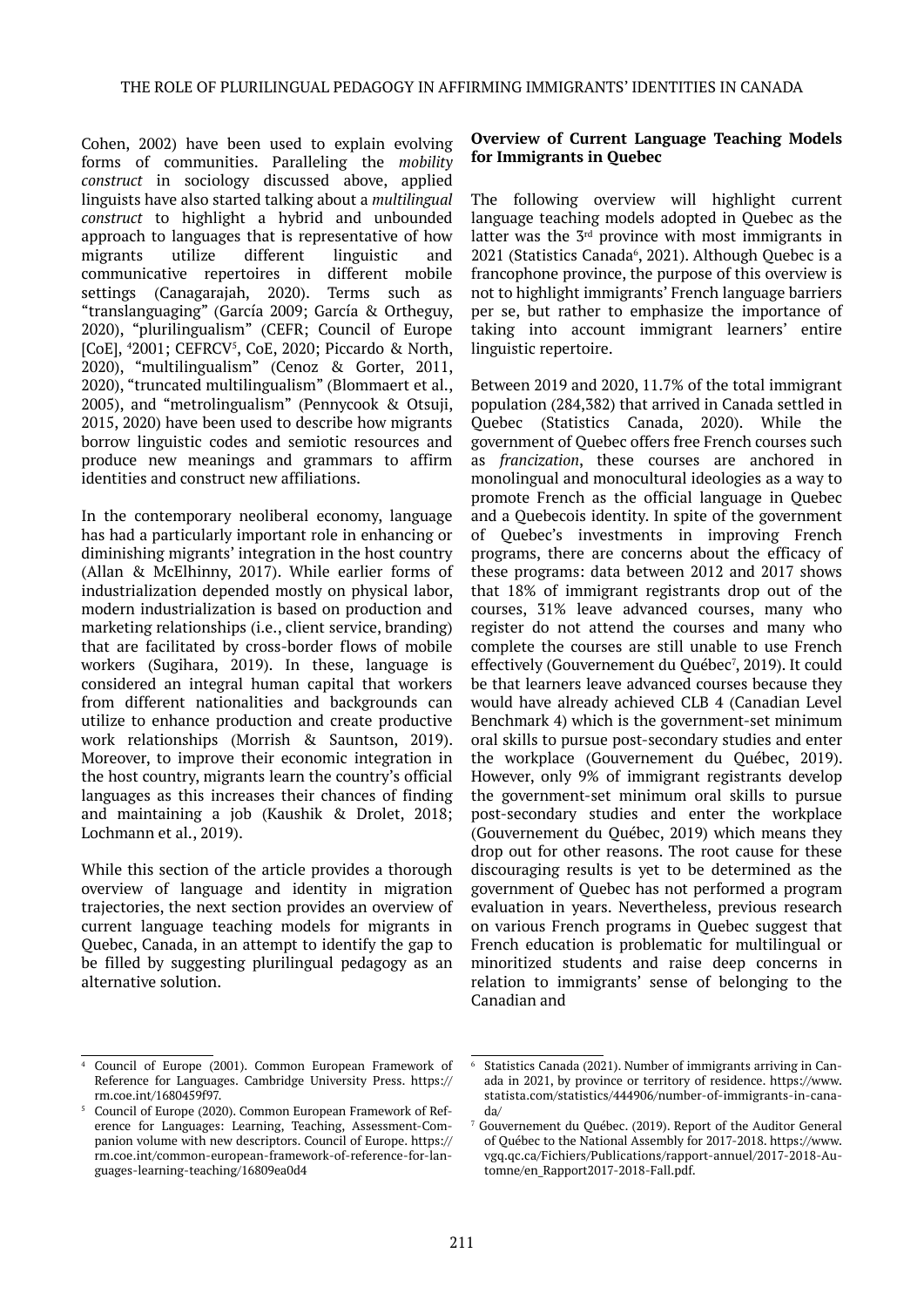Cohen, 2002) have been used to explain evolving forms of communities. Paralleling the *mobility construct* in sociology discussed above, applied linguists have also started talking about a *multilingual construct* to highlight a hybrid and unbounded approach to languages that is representative of how migrants utilize different linguistic and communicative repertoires in different mobile settings (Canagarajah, 2020). Terms such as "translanguaging" (García 2009; García & Ortheguy, 2020), "plurilingualism" (CEFR; Council of Europe [CoE], [4]2001; CEFRCV[5], CoE, 2020; Piccardo & North, 2020), "multilingualism" (Cenoz & Gorter, 2011, 2020), "truncated multilingualism" (Blommaert et al., 2005), and "metrolingualism" (Pennycook & Otsuji, 2015, 2020) have been used to describe how migrants borrow linguistic codes and semiotic resources and produce new meanings and grammars to affirm identities and construct new affiliations.

In the contemporary neoliberal economy, language has had a particularly important role in enhancing or diminishing migrants' integration in the host country (Allan & McElhinny, 2017). While earlier forms of industrialization depended mostly on physical labor, modern industrialization is based on production and marketing relationships (i.e., client service, branding) that are facilitated by cross-border flows of mobile workers (Sugihara, 2019). In these, language is considered an integral human capital that workers from different nationalities and backgrounds can utilize to enhance production and create productive work relationships (Morrish & Sauntson, 2019). Moreover, to improve their economic integration in the host country, migrants learn the country's official languages as this increases their chances of finding and maintaining a job (Kaushik & Drolet, 2018; Lochmann et al., 2019).

While this section of the article provides a thorough overview of language and identity in migration trajectories, the next section provides an overview of current language teaching models for migrants in Quebec, Canada, in an attempt to identify the gap to be filled by suggesting plurilingual pedagogy as an alternative solution.

### Overview of Current Language Teaching Models for Immigrants in Quebec

The following overview will highlight current language teaching models adopted in Quebec as the latter was the 3rd province with most immigrants in 2021 (Statistics Canada[6], 2021). Although Quebec is a francophone province, the purpose of this overview is not to highlight immigrants' French language barriers per se, but rather to emphasize the importance of taking into account immigrant learners' entire linguistic repertoire.

Between 2019 and 2020, 11.7% of the total immigrant population (284,382) that arrived in Canada settled in Quebec (Statistics Canada, 2020). While the government of Quebec offers free French courses such as *francization*, these courses are anchored in monolingual and monocultural ideologies as a way to promote French as the official language in Quebec and a Quebecois identity. In spite of the government of Quebec's investments in improving French programs, there are concerns about the efficacy of these programs: data between 2012 and 2017 shows that 18% of immigrant registrants drop out of the courses, 31% leave advanced courses, many who register do not attend the courses and many who complete the courses are still unable to use French effectively (Gouvernement du Québec[7], 2019). It could be that learners leave advanced courses because they would have already achieved CLB 4 (Canadian Level Benchmark 4) which is the government-set minimum oral skills to pursue post-secondary studies and enter the workplace (Gouvernement du Québec, 2019). However, only 9% of immigrant registrants develop the government-set minimum oral skills to pursue post-secondary studies and enter the workplace (Gouvernement du Québec, 2019) which means they drop out for other reasons. The root cause for these discouraging results is yet to be determined as the government of Quebec has not performed a program evaluation in years. Nevertheless, previous research on various French programs in Quebec suggest that French education is problematic for multilingual or minoritized students and raise deep concerns in relation to immigrants' sense of belonging to the Canadian and

---

[4] Council of Europe (2001). Common European Framework of Reference for Languages. Cambridge University Press. https://rm.coe.int/1680459f97.

[5] Council of Europe (2020). Common European Framework of Reference for Languages: Learning, Teaching, Assessment-Companion volume with new descriptors. Council of Europe. https://rm.coe.int/common-european-framework-of-reference-for-languages-learning-teaching/16809ea0d4

[6] Statistics Canada (2021). Number of immigrants arriving in Canada in 2021, by province or territory of residence. https://www.statista.com/statistics/444906/number-of-immigrants-in-canada/

[7] Gouvernement du Québec. (2019). Report of the Auditor General of Québec to the National Assembly for 2017-2018. https://www.vgq.qc.ca/Fichiers/Publications/rapport-annuel/2017-2018-Automne/en_Rapport2017-2018-Fall.pdf.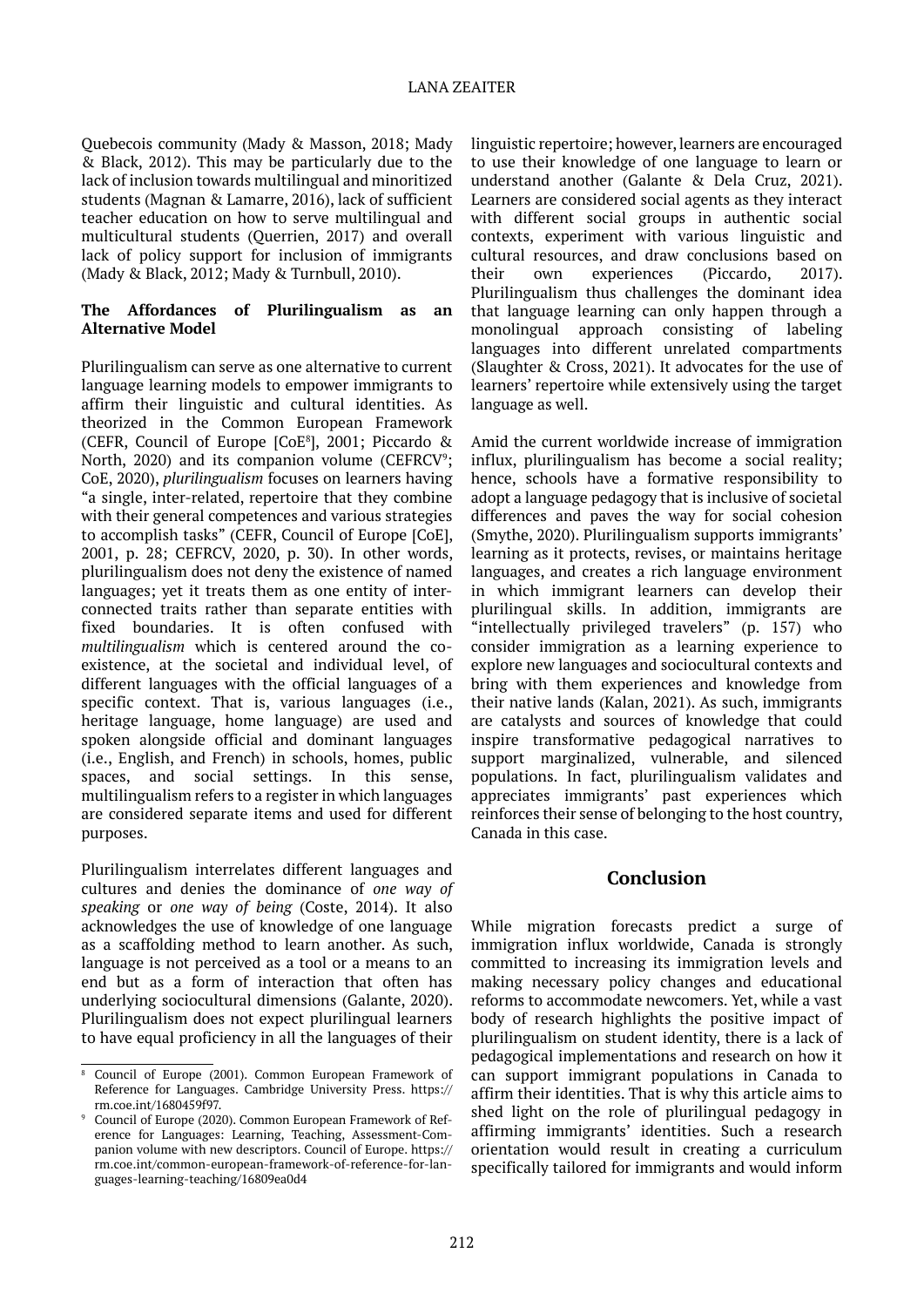Quebecois community (Mady & Masson, 2018; Mady & Black, 2012). This may be particularly due to the lack of inclusion towards multilingual and minoritized students (Magnan & Lamarre, 2016), lack of sufficient teacher education on how to serve multilingual and multicultural students (Querrien, 2017) and overall lack of policy support for inclusion of immigrants (Mady & Black, 2012; Mady & Turnbull, 2010).

### The Affordances of Plurilingualism as an Alternative Model

Plurilingualism can serve as one alternative to current language learning models to empower immigrants to affirm their linguistic and cultural identities. As theorized in the Common European Framework (CEFR, Council of Europe [CoE[8]], 2001; Piccardo & North, 2020) and its companion volume (CEFRCV[9]; CoE, 2020), *plurilingualism* focuses on learners having "a single, inter-related, repertoire that they combine with their general competences and various strategies to accomplish tasks" (CEFR, Council of Europe [CoE], 2001, p. 28; CEFRCV, 2020, p. 30). In other words, plurilingualism does not deny the existence of named languages; yet it treats them as one entity of inter-connected traits rather than separate entities with fixed boundaries. It is often confused with *multilingualism* which is centered around the co-existence, at the societal and individual level, of different languages with the official languages of a specific context. That is, various languages (i.e., heritage language, home language) are used and spoken alongside official and dominant languages (i.e., English, and French) in schools, homes, public spaces, and social settings. In this sense, multilingualism refers to a register in which languages are considered separate items and used for different purposes.

Plurilingualism interrelates different languages and cultures and denies the dominance of *one way of speaking* or *one way of being* (Coste, 2014). It also acknowledges the use of knowledge of one language as a scaffolding method to learn another. As such, language is not perceived as a tool or a means to an end but as a form of interaction that often has underlying sociocultural dimensions (Galante, 2020). Plurilingualism does not expect plurilingual learners to have equal proficiency in all the languages of their linguistic repertoire; however, learners are encouraged to use their knowledge of one language to learn or understand another (Galante & Dela Cruz, 2021). Learners are considered social agents as they interact with different social groups in authentic social contexts, experiment with various linguistic and cultural resources, and draw conclusions based on their own experiences (Piccardo, 2017). Plurilingualism thus challenges the dominant idea that language learning can only happen through a monolingual approach consisting of labeling languages into different unrelated compartments (Slaughter & Cross, 2021). It advocates for the use of learners' repertoire while extensively using the target language as well.

Amid the current worldwide increase of immigration influx, plurilingualism has become a social reality; hence, schools have a formative responsibility to adopt a language pedagogy that is inclusive of societal differences and paves the way for social cohesion (Smythe, 2020). Plurilingualism supports immigrants' learning as it protects, revises, or maintains heritage languages, and creates a rich language environment in which immigrant learners can develop their plurilingual skills. In addition, immigrants are "intellectually privileged travelers" (p. 157) who consider immigration as a learning experience to explore new languages and sociocultural contexts and bring with them experiences and knowledge from their native lands (Kalan, 2021). As such, immigrants are catalysts and sources of knowledge that could inspire transformative pedagogical narratives to support marginalized, vulnerable, and silenced populations. In fact, plurilingualism validates and appreciates immigrants' past experiences which reinforces their sense of belonging to the host country, Canada in this case.

## Conclusion

While migration forecasts predict a surge of immigration influx worldwide, Canada is strongly committed to increasing its immigration levels and making necessary policy changes and educational reforms to accommodate newcomers. Yet, while a vast body of research highlights the positive impact of plurilingualism on student identity, there is a lack of pedagogical implementations and research on how it can support immigrant populations in Canada to affirm their identities. That is why this article aims to shed light on the role of plurilingual pedagogy in affirming immigrants' identities. Such a research orientation would result in creating a curriculum specifically tailored for immigrants and would inform

---

[8] Council of Europe (2001). Common European Framework of Reference for Languages. Cambridge University Press. https://rm.coe.int/1680459f97.

[9] Council of Europe (2020). Common European Framework of Reference for Languages: Learning, Teaching, Assessment-Companion volume with new descriptors. Council of Europe. https://rm.coe.int/common-european-framework-of-reference-for-languages-learning-teaching/16809ea0d4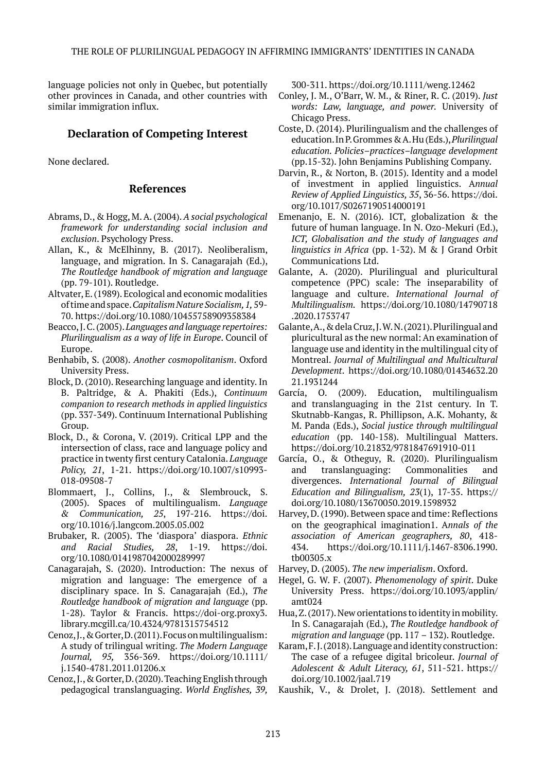language policies not only in Quebec, but potentially other provinces in Canada, and other countries with similar immigration influx.

## Declaration of Competing Interest

None declared.

## References

Abrams, D., & Hogg, M. A. (2004). *A social psychological framework for understanding social inclusion and exclusion*. Psychology Press.

Allan, K., & McElhinny, B. (2017). Neoliberalism, language, and migration. In S. Canagarajah (Ed.), *The Routledge handbook of migration and language* (pp. 79-101). Routledge.

Altvater, E. (1989). Ecological and economic modalities of time and space. *Capitalism Nature Socialism, 1,* 59-70. https://doi.org/10.1080/10455758909358384

Beacco, J. C. (2005). *Languages and language repertoires: Plurilingualism as a way of life in Europe*. Council of Europe.

Benhabib, S. (2008). *Another cosmopolitanism*. Oxford University Press.

Block, D. (2010). Researching language and identity. In B. Paltridge, & A. Phakiti (Eds.), *Continuum companion to research methods in applied linguistics* (pp. 337-349). Continuum International Publishing Group.

Block, D., & Corona, V. (2019). Critical LPP and the intersection of class, race and language policy and practice in twenty first century Catalonia. *Language Policy, 21*, 1-21. https://doi.org/10.1007/s10993-018-09508-7

Blommaert, J., Collins, J., & Slembrouck, S. (2005). Spaces of multilingualism. *Language & Communication, 25*, 197-216. https://doi.org/10.1016/j.langcom.2005.05.002

Brubaker, R. (2005). The 'diaspora' diaspora. *Ethnic and Racial Studies, 28*, 1-19. https://doi.org/10.1080/0141987042000289997

Canagarajah, S. (2020). Introduction: The nexus of migration and language: The emergence of a disciplinary space. In S. Canagarajah (Ed.), *The Routledge handbook of migration and language* (pp. 1-28). Taylor & Francis. https://doi-org.proxy3.library.mcgill.ca/10.4324/9781315754512

Cenoz, J., & Gorter, D. (2011). Focus on multilingualism: A study of trilingual writing. *The Modern Language Journal, 95,* 356-369. https://doi.org/10.1111/j.1540-4781.2011.01206.x

Cenoz, J., & Gorter, D. (2020). Teaching English through pedagogical translanguaging. *World Englishes, 39,* 300-311. https://doi.org/10.1111/weng.12462

Conley, J. M., O'Barr, W. M., & Riner, R. C. (2019). *Just words: Law, language, and power.* University of Chicago Press.

Coste, D. (2014). Plurilingualism and the challenges of education. In P. Grommes & A. Hu (Eds.), *Plurilingual education. Policies–practices–language development* (pp.15-32). John Benjamins Publishing Company.

Darvin, R., & Norton, B. (2015). Identity and a model of investment in applied linguistics. A*nnual Review of Applied Linguistics, 35*, 36-56. https://doi.org/10.1017/S0267190514000191

Emenanjo, E. N. (2016). ICT, globalization & the future of human language. In N. Ozo-Mekuri (Ed.), *ICT, Globalisation and the study of languages and linguistics in Africa* (pp. 1-32). M & J Grand Orbit Communications Ltd.

Galante, A. (2020). Plurilingual and pluricultural competence (PPC) scale: The inseparability of language and culture. *International Journal of Multilingualism.* https://doi.org/10.1080/14790718.2020.1753747

Galante, A., & dela Cruz, J. W. N. (2021). Plurilingual and pluricultural as the new normal: An examination of language use and identity in the multilingual city of Montreal. *Journal of Multilingual and Multicultural Development*. https://doi.org/10.1080/01434632.2021.1931244

García, O. (2009). Education, multilingualism and translanguaging in the 21st century. In T. Skutnabb-Kangas, R. Phillipson, A.K. Mohanty, & M. Panda (Eds.), *Social justice through multilingual education* (pp. 140-158). Multilingual Matters. https://doi.org/10.21832/9781847691910-011

García, O., & Otheguy, R. (2020). Plurilingualism and translanguaging: Commonalities and divergences. *International Journal of Bilingual Education and Bilingualism, 23*(1), 17-35. https://doi.org/10.1080/13670050.2019.1598932

Harvey, D. (1990). Between space and time: Reflections on the geographical imagination1. A*nnals of the association of American geographers, 80*, 418-434. https://doi.org/10.1111/j.1467-8306.1990.tb00305.x

Harvey, D. (2005). *The new imperialism*. Oxford.

Hegel, G. W. F. (2007). *Phenomenology of spirit*. Duke University Press. https://doi.org/10.1093/applin/amt024

Hua, Z. (2017). New orientations to identity in mobility. In S. Canagarajah (Ed.), *The Routledge handbook of migration and language* (pp. 117 – 132). Routledge.

Karam, F. J. (2018). Language and identity construction: The case of a refugee digital bricoleur. *Journal of Adolescent & Adult Literacy, 61*, 511-521. https://doi.org/10.1002/jaal.719

Kaushik, V., & Drolet, J. (2018). Settlement and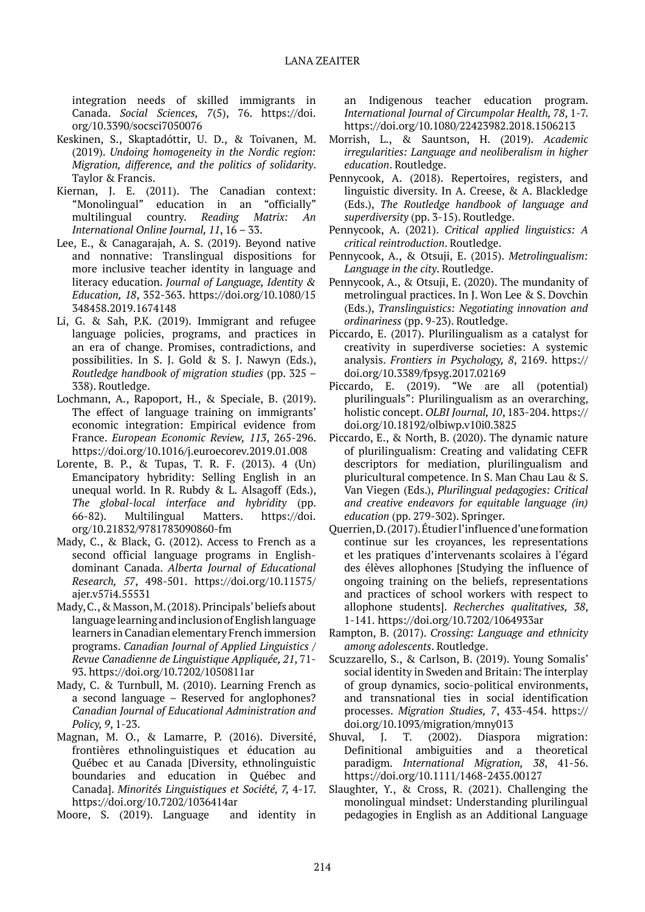integration needs of skilled immigrants in Canada. *Social Sciences, 7*(5), 76. https://doi.org/10.3390/socsci7050076

Keskinen, S., Skaptadóttir, U. D., & Toivanen, M. (2019). *Undoing homogeneity in the Nordic region: Migration, difference, and the politics of solidarity*. Taylor & Francis.

Kiernan, J. E. (2011). The Canadian context: "Monolingual" education in an "officially" multilingual country. *Reading Matrix: An International Online Journal, 11*, 16 – 33.

Lee, E., & Canagarajah, A. S. (2019). Beyond native and nonnative: Translingual dispositions for more inclusive teacher identity in language and literacy education. *Journal of Language, Identity & Education, 18*, 352-363. https://doi.org/10.1080/15348458.2019.1674148

Li, G. & Sah, P.K. (2019). Immigrant and refugee language policies, programs, and practices in an era of change. Promises, contradictions, and possibilities. In S. J. Gold & S. J. Nawyn (Eds.), *Routledge handbook of migration studies* (pp. 325 – 338). Routledge.

Lochmann, A., Rapoport, H., & Speciale, B. (2019). The effect of language training on immigrants' economic integration: Empirical evidence from France. *European Economic Review, 113*, 265-296. https://doi.org/10.1016/j.euroecorev.2019.01.008

Lorente, B. P., & Tupas, T. R. F. (2013). 4 (Un) Emancipatory hybridity: Selling English in an unequal world. In R. Rubdy & L. Alsagoff (Eds.), *The global-local interface and hybridity* (pp. 66-82). Multilingual Matters. https://doi.org/10.21832/9781783090860-fm

Mady, C., & Black, G. (2012). Access to French as a second official language programs in English-dominant Canada. *Alberta Journal of Educational Research, 57*, 498-501. https://doi.org/10.11575/ajer.v57i4.55531

Mady, C., & Masson, M. (2018). Principals' beliefs about language learning and inclusion of English language learners in Canadian elementary French immersion programs. *Canadian Journal of Applied Linguistics / Revue Canadienne de Linguistique Appliquée, 21*, 71-93. https://doi.org/10.7202/1050811ar

Mady, C. & Turnbull, M. (2010). Learning French as a second language – Reserved for anglophones? *Canadian Journal of Educational Administration and Policy, 9*, 1-23.

Magnan, M. O., & Lamarre, P. (2016). Diversité, frontières ethnolinguistiques et éducation au Québec et au Canada [Diversity, ethnolinguistic boundaries and education in Québec and Canada]. *Minorités Linguistiques et Société, 7,* 4-17. https://doi.org/10.7202/1036414ar

Moore, S. (2019). Language and identity in an Indigenous teacher education program. *International Journal of Circumpolar Health, 78*, 1-7. https://doi.org/10.1080/22423982.2018.1506213

Morrish, L., & Sauntson, H. (2019). *Academic irregularities: Language and neoliberalism in higher education*. Routledge.

Pennycook, A. (2018). Repertoires, registers, and linguistic diversity. In A. Creese, & A. Blackledge (Eds.), *The Routledge handbook of language and superdiversity* (pp. 3-15). Routledge.

Pennycook, A. (2021). *Critical applied linguistics: A critical reintroduction*. Routledge.

Pennycook, A., & Otsuji, E. (2015). *Metrolingualism: Language in the city*. Routledge.

Pennycook, A., & Otsuji, E. (2020). The mundanity of metrolingual practices. In J. Won Lee & S. Dovchin (Eds.), *Translinguistics: Negotiating innovation and ordinariness* (pp. 9-23). Routledge.

Piccardo, E. (2017). Plurilingualism as a catalyst for creativity in superdiverse societies: A systemic analysis. *Frontiers in Psychology, 8*, 2169. https://doi.org/10.3389/fpsyg.2017.02169

Piccardo, E. (2019). "We are all (potential) plurilinguals": Plurilingualism as an overarching, holistic concept. *OLBI Journal, 10*, 183-204. https://doi.org/10.18192/olbiwp.v10i0.3825

Piccardo, E., & North, B. (2020). The dynamic nature of plurilingualism: Creating and validating CEFR descriptors for mediation, plurilingualism and pluricultural competence. In S. Man Chau Lau & S. Van Viegen (Eds.), *Plurilingual pedagogies: Critical and creative endeavors for equitable language (in) education* (pp. 279-302). Springer.

Querrien, D. (2017). Étudier l'influence d'une formation continue sur les croyances, les representations et les pratiques d'intervenants scolaires à l'égard des élèves allophones [Studying the influence of ongoing training on the beliefs, representations and practices of school workers with respect to allophone students]. *Recherches qualitatives, 38*, 1-141. https://doi.org/10.7202/1064933ar

Rampton, B. (2017). *Crossing: Language and ethnicity among adolescents*. Routledge.

Scuzzarello, S., & Carlson, B. (2019). Young Somalis' social identity in Sweden and Britain: The interplay of group dynamics, socio-political environments, and transnational ties in social identification processes. *Migration Studies, 7*, 433-454. https://doi.org/10.1093/migration/mny013

Shuval, J. T. (2002). Diaspora migration: Definitional ambiguities and a theoretical paradigm. *International Migration, 38*, 41-56. https://doi.org/10.1111/1468-2435.00127

Slaughter, Y., & Cross, R. (2021). Challenging the monolingual mindset: Understanding plurilingual pedagogies in English as an Additional Language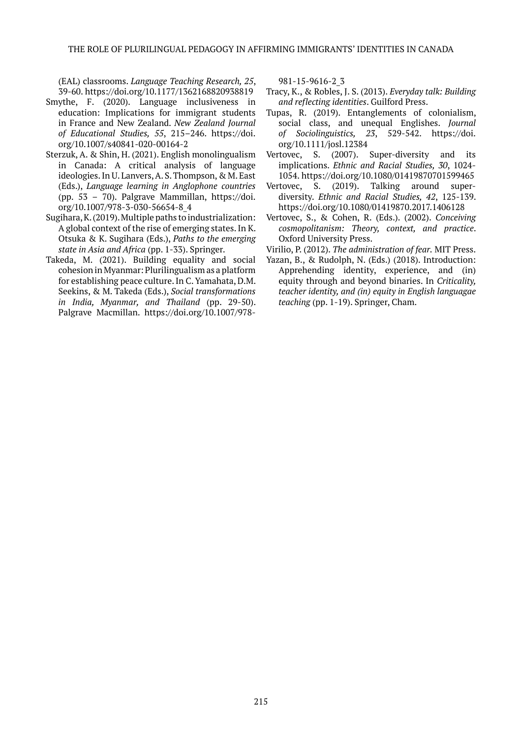(EAL) classrooms. *Language Teaching Research, 25*, 39-60. https://doi.org/10.1177/1362168820938819

Smythe, F. (2020). Language inclusiveness in education: Implications for immigrant students in France and New Zealand. *New Zealand Journal of Educational Studies, 55*, 215–246. https://doi.org/10.1007/s40841-020-00164-2

Sterzuk, A. & Shin, H. (2021). English monolingualism in Canada: A critical analysis of language ideologies. In U. Lanvers, A. S. Thompson, & M. East (Eds.), *Language learning in Anglophone countries* (pp. 53 – 70). Palgrave Mammillan, https://doi.org/10.1007/978-3-030-56654-8_4

Sugihara, K. (2019). Multiple paths to industrialization: A global context of the rise of emerging states. In K. Otsuka & K. Sugihara (Eds.), *Paths to the emerging state in Asia and Africa* (pp. 1-33). Springer.

Takeda, M. (2021). Building equality and social cohesion in Myanmar: Plurilingualism as a platform for establishing peace culture. In C. Yamahata, D.M. Seekins, & M. Takeda (Eds.), *Social transformations in India, Myanmar, and Thailand* (pp. 29-50). Palgrave Macmillan. https://doi.org/10.1007/978-981-15-9616-2_3

Tracy, K., & Robles, J. S. (2013). *Everyday talk: Building and reflecting identities*. Guilford Press.

Tupas, R. (2019). Entanglements of colonialism, social class, and unequal Englishes. *Journal of Sociolinguistics, 23*, 529-542. https://doi.org/10.1111/josl.12384

Vertovec, S. (2007). Super-diversity and its implications. *Ethnic and Racial Studies, 30*, 1024-1054. https://doi.org/10.1080/01419870701599465

Vertovec, S. (2019). Talking around super-diversity. *Ethnic and Racial Studies, 42*, 125-139. https://doi.org/10.1080/01419870.2017.1406128

Vertovec, S., & Cohen, R. (Eds.). (2002). *Conceiving cosmopolitanism: Theory, context, and practice*. Oxford University Press.

Virilio, P. (2012). *The administration of fear.* MIT Press.

Yazan, B., & Rudolph, N. (Eds.) (2018). Introduction: Apprehending identity, experience, and (in) equity through and beyond binaries. In *Criticality, teacher identity, and (in) equity in English languagae teaching* (pp. 1-19). Springer, Cham.